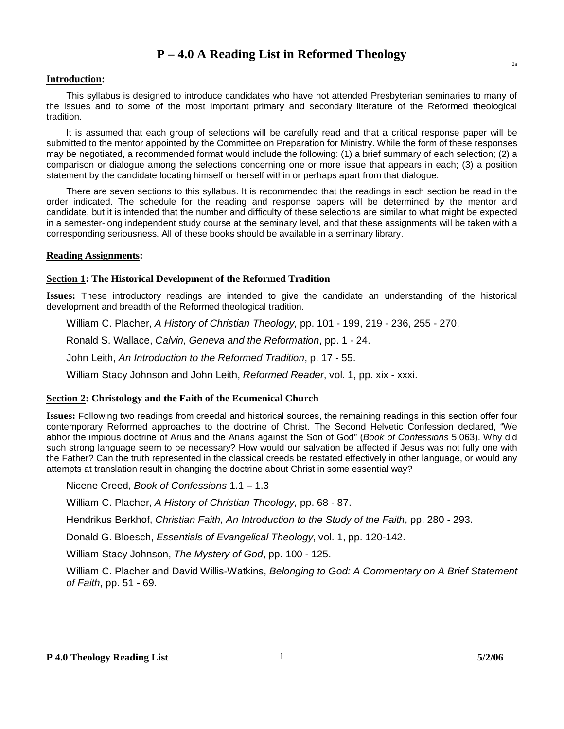# P – 4.0 A Reading List in Reformed Theology

2a

**Introduction:**

This syllabus is designed to introduce candidates who have not attended Presbyterian seminaries to many of the issues and to some of the most important primary and secondary literature of the Reformed theological tradition.

It is assumed that each group of selections will be carefully read and that a critical response paper will be submitted to the mentor appointed by the Committee on Preparation for Ministry. While the form of these responses may be negotiated, a recommended format would include the following: (1) a brief summary of each selection; (2) a comparison or dialogue among the selections concerning one or more issue that appears in each; (3) a position statement by the candidate locating himself or herself within or perhaps apart from that dialogue.

There are seven sections to this syllabus. It is recommended that the readings in each section be read in the order indicated. The schedule for the reading and response papers will be determined by the mentor and candidate, but it is intended that the number and difficulty of these selections are similar to what might be expected in a semester-long independent study course at the seminary level, and that these assignments will be taken with a corresponding seriousness. All of these books should be available in a seminary library.

**Reading Assignments:**

**Section 1: The Historical Development of the Reformed Tradition**

**Issues:** These introductory readings are intended to give the candidate an understanding of the historical development and breadth of the Reformed theological tradition.

William C. Placher, *A History of Christian Theology,* pp. 101 - 199, 219 - 236, 255 - 270.

Ronald S. Wallace, *Calvin, Geneva and the Reformation*, pp. 1 - 24.

John Leith, *An Introduction to the Reformed Tradition*, p. 17 - 55.

William Stacy Johnson and John Leith, *Reformed Reader*, vol. 1, pp. xix - xxxi.

**Section 2: Christology and the Faith of the Ecumenical Church**

**Issues:** Following two readings from creedal and historical sources, the remaining readings in this section offer four contemporary Reformed approaches to the doctrine of Christ. The Second Helvetic Confession declared, "We abhor the impious doctrine of Arius and the Arians against the Son of God" (*Book of Confessions* 5.063). Why did such strong language seem to be necessary? How would our salvation be affected if Jesus was not fully one with the Father? Can the truth represented in the classical creeds be restated effectively in other language, or would any attempts at translation result in changing the doctrine about Christ in some essential way?

Nicene Creed, *Book of Confessions* 1.1 – 1.3

William C. Placher, *A History of Christian Theology,* pp. 68 - 87.

Hendrikus Berkhof, *Christian Faith, An Introduction to the Study of the Faith*, pp. 280 - 293.

Donald G. Bloesch, *Essentials of Evangelical Theology*, vol. 1, pp. 120-142.

William Stacy Johnson, *The Mystery of God*, pp. 100 - 125.

William C. Placher and David Willis-Watkins, *Belonging to God: A Commentary on A Brief Statement of Faith*, pp. 51 - 69.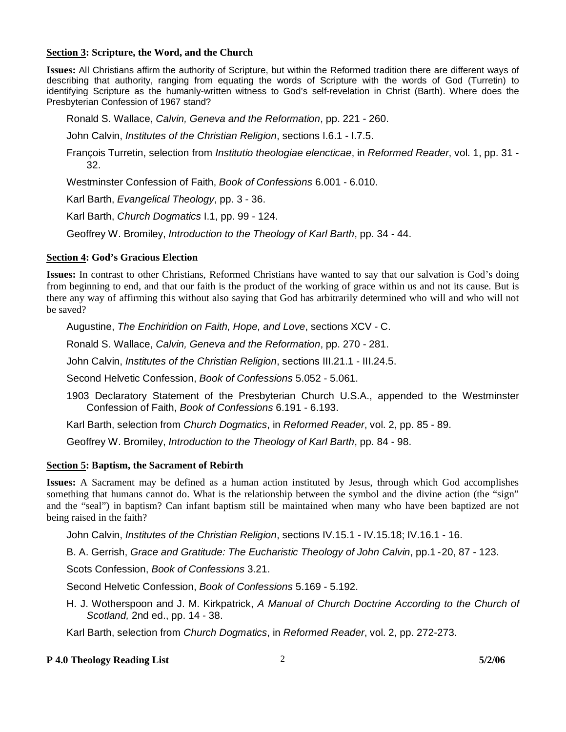**<u>Section 3</u>: Scripture, the Word, and the Church**

**Issues:** All Christians affirm the authority of Scripture, but within the Reformed tradition there are different ways of describing that authority, ranging from equating the words of Scripture with the words of God (Turretin) to identifying Scripture as the humanly-written witness to God's self-revelation in Christ (Barth). Where does the Presbyterian Confession of 1967 stand?

Ronald S. Wallace, *Calvin, Geneva and the Reformation*, pp. 221 - 260.

John Calvin, *Institutes of the Christian Religion*, sections I.6.1 - I.7.5.

François Turretin, selection from *Institutio theologiae elencticae*, in *Reformed Reader*, vol. 1, pp. 31 - 32.

Westminster Confession of Faith, *Book of Confessions* 6.001 - 6.010.

Karl Barth, *Evangelical Theology*, pp. 3 - 36.

Karl Barth, *Church Dogmatics* I.1, pp. 99 - 124.

Geoffrey W. Bromiley, *Introduction to the Theology of Karl Barth*, pp. 34 - 44.

**<u>Section 4</u>: God's Gracious Election**

**Issues:** In contrast to other Christians, Reformed Christians have wanted to say that our salvation is God's doing from beginning to end, and that our faith is the product of the working of grace within us and not its cause. But is there any way of affirming this without also saying that God has arbitrarily determined who will and who will not be saved?

Augustine, *The Enchiridion on Faith, Hope, and Love*, sections XCV - C.

Ronald S. Wallace, *Calvin, Geneva and the Reformation*, pp. 270 - 281.

John Calvin, *Institutes of the Christian Religion*, sections III.21.1 - III.24.5.

Second Helvetic Confession, *Book of Confessions* 5.052 - 5.061.

1903 Declaratory Statement of the Presbyterian Church U.S.A., appended to the Westminster Confession of Faith, *Book of Confessions* 6.191 - 6.193.

Karl Barth, selection from *Church Dogmatics*, in *Reformed Reader*, vol. 2, pp. 85 - 89.

Geoffrey W. Bromiley, *Introduction to the Theology of Karl Barth*, pp. 84 - 98.

**<u>Section 5</u>: Baptism, the Sacrament of Rebirth**

**Issues:** A Sacrament may be defined as a human action instituted by Jesus, through which God accomplishes something that humans cannot do. What is the relationship between the symbol and the divine action (the "sign" and the "seal") in baptism? Can infant baptism still be maintained when many who have been baptized are not being raised in the faith?

John Calvin, *Institutes of the Christian Religion*, sections IV.15.1 - IV.15.18; IV.16.1 - 16.

B. A. Gerrish, *Grace and Gratitude: The Eucharistic Theology of John Calvin*, pp.1 - 20, 87 - 123.

Scots Confession, *Book of Confessions* 3.21.

Second Helvetic Confession, *Book of Confessions* 5.169 - 5.192.

H. J. Wotherspoon and J. M. Kirkpatrick, *A Manual of Church Doctrine According to the Church of Scotland,* 2nd ed., pp. 14 - 38.

Karl Barth, selection from *Church Dogmatics*, in *Reformed Reader*, vol. 2, pp. 272-273.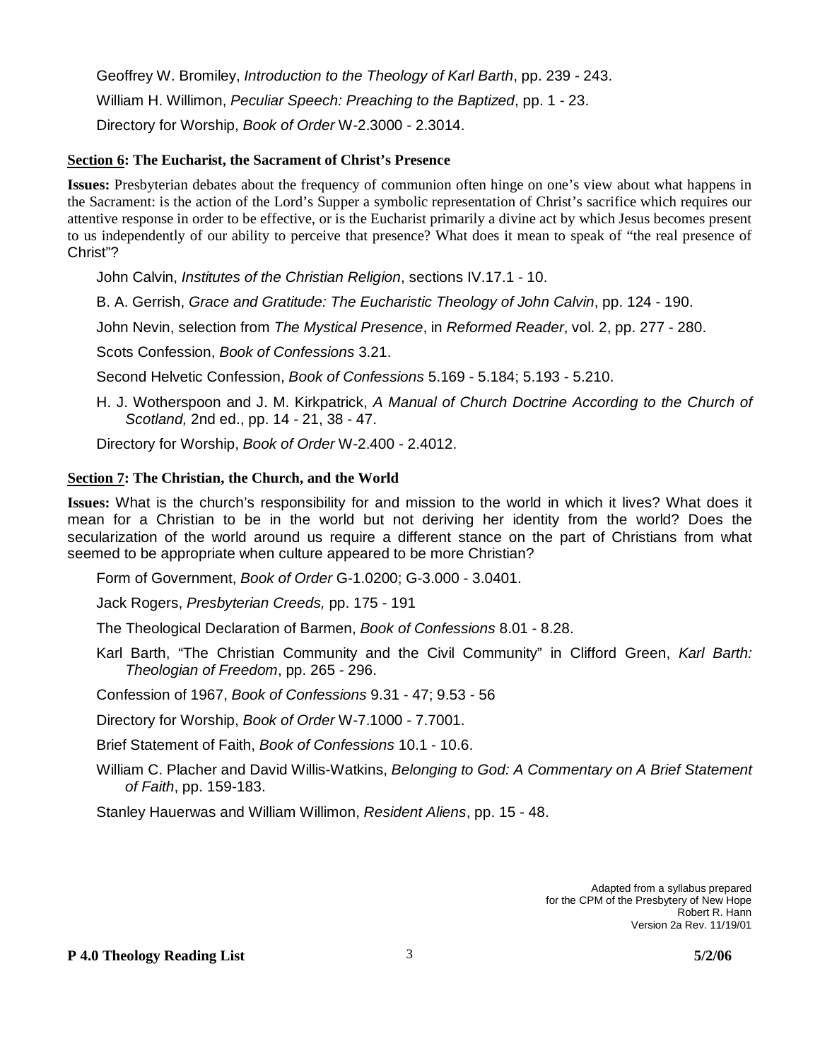Geoffrey W. Bromiley, *Introduction to the Theology of Karl Barth*, pp. 239 - 243.

William H. Willimon, *Peculiar Speech: Preaching to the Baptized*, pp. 1 - 23.

Directory for Worship, *Book of Order* W-2.3000 - 2.3014.

**Section 6: The Eucharist, the Sacrament of Christ's Presence**

**Issues:** Presbyterian debates about the frequency of communion often hinge on one's view about what happens in the Sacrament: is the action of the Lord's Supper a symbolic representation of Christ's sacrifice which requires our attentive response in order to be effective, or is the Eucharist primarily a divine act by which Jesus becomes present to us independently of our ability to perceive that presence? What does it mean to speak of "the real presence of Christ"?

John Calvin, *Institutes of the Christian Religion*, sections IV.17.1 - 10.

B. A. Gerrish, *Grace and Gratitude: The Eucharistic Theology of John Calvin*, pp. 124 - 190.

John Nevin, selection from *The Mystical Presence*, in *Reformed Reader*, vol. 2, pp. 277 - 280.

Scots Confession, *Book of Confessions* 3.21.

Second Helvetic Confession, *Book of Confessions* 5.169 - 5.184; 5.193 - 5.210.

H. J. Wotherspoon and J. M. Kirkpatrick, *A Manual of Church Doctrine According to the Church of Scotland,* 2nd ed., pp. 14 - 21, 38 - 47.

Directory for Worship, *Book of Order* W-2.400 - 2.4012.

**Section 7: The Christian, the Church, and the World**

**Issues:** What is the church's responsibility for and mission to the world in which it lives? What does it mean for a Christian to be in the world but not deriving her identity from the world? Does the secularization of the world around us require a different stance on the part of Christians from what seemed to be appropriate when culture appeared to be more Christian?

Form of Government, *Book of Order* G-1.0200; G-3.000 - 3.0401.

Jack Rogers, *Presbyterian Creeds,* pp. 175 - 191

The Theological Declaration of Barmen, *Book of Confessions* 8.01 - 8.28.

Karl Barth, "The Christian Community and the Civil Community" in Clifford Green, *Karl Barth: Theologian of Freedom*, pp. 265 - 296.

Confession of 1967, *Book of Confessions* 9.31 - 47; 9.53 - 56

Directory for Worship, *Book of Order* W-7.1000 - 7.7001.

Brief Statement of Faith, *Book of Confessions* 10.1 - 10.6.

William C. Placher and David Willis-Watkins, *Belonging to God: A Commentary on A Brief Statement of Faith*, pp. 159-183.

Stanley Hauerwas and William Willimon, *Resident Aliens*, pp. 15 - 48.

Adapted from a syllabus prepared
for the CPM of the Presbytery of New Hope
Robert R. Hann
Version 2a Rev. 11/19/01